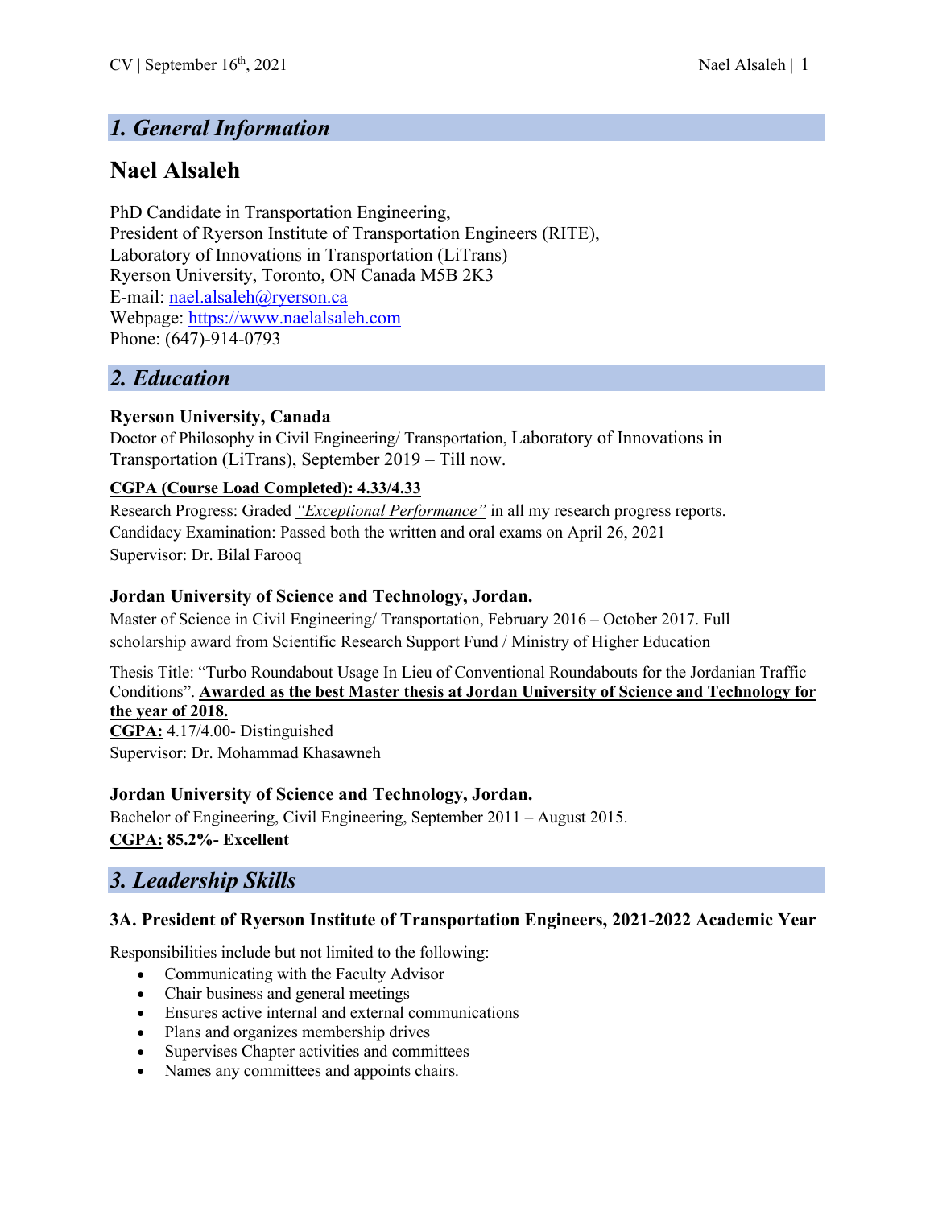## 1. General Information

# Nael Alsaleh

PhD Candidate in Transportation Engineering,
President of Ryerson Institute of Transportation Engineers (RITE),
Laboratory of Innovations in Transportation (LiTrans)
Ryerson University, Toronto, ON Canada M5B 2K3
E-mail: nael.alsaleh@ryerson.ca
Webpage: https://www.naelalsaleh.com
Phone: (647)-914-0793

## 2. Education

**Ryerson University, Canada**
Doctor of Philosophy in Civil Engineering/ Transportation, Laboratory of Innovations in Transportation (LiTrans), September 2019 – Till now.

**CGPA (Course Load Completed): 4.33/4.33**
Research Progress: Graded *"Exceptional Performance"* in all my research progress reports.
Candidacy Examination: Passed both the written and oral exams on April 26, 2021
Supervisor: Dr. Bilal Farooq

**Jordan University of Science and Technology, Jordan.**
Master of Science in Civil Engineering/ Transportation, February 2016 – October 2017. Full scholarship award from Scientific Research Support Fund / Ministry of Higher Education

Thesis Title: "Turbo Roundabout Usage In Lieu of Conventional Roundabouts for the Jordanian Traffic Conditions". **Awarded as the best Master thesis at Jordan University of Science and Technology for the year of 2018.**
**CGPA:** 4.17/4.00- Distinguished
Supervisor: Dr. Mohammad Khasawneh

**Jordan University of Science and Technology, Jordan.**
Bachelor of Engineering, Civil Engineering, September 2011 – August 2015.
**CGPA: 85.2%- Excellent**

## 3. Leadership Skills

### 3A. President of Ryerson Institute of Transportation Engineers, 2021-2022 Academic Year

Responsibilities include but not limited to the following:

- Communicating with the Faculty Advisor
- Chair business and general meetings
- Ensures active internal and external communications
- Plans and organizes membership drives
- Supervises Chapter activities and committees
- Names any committees and appoints chairs.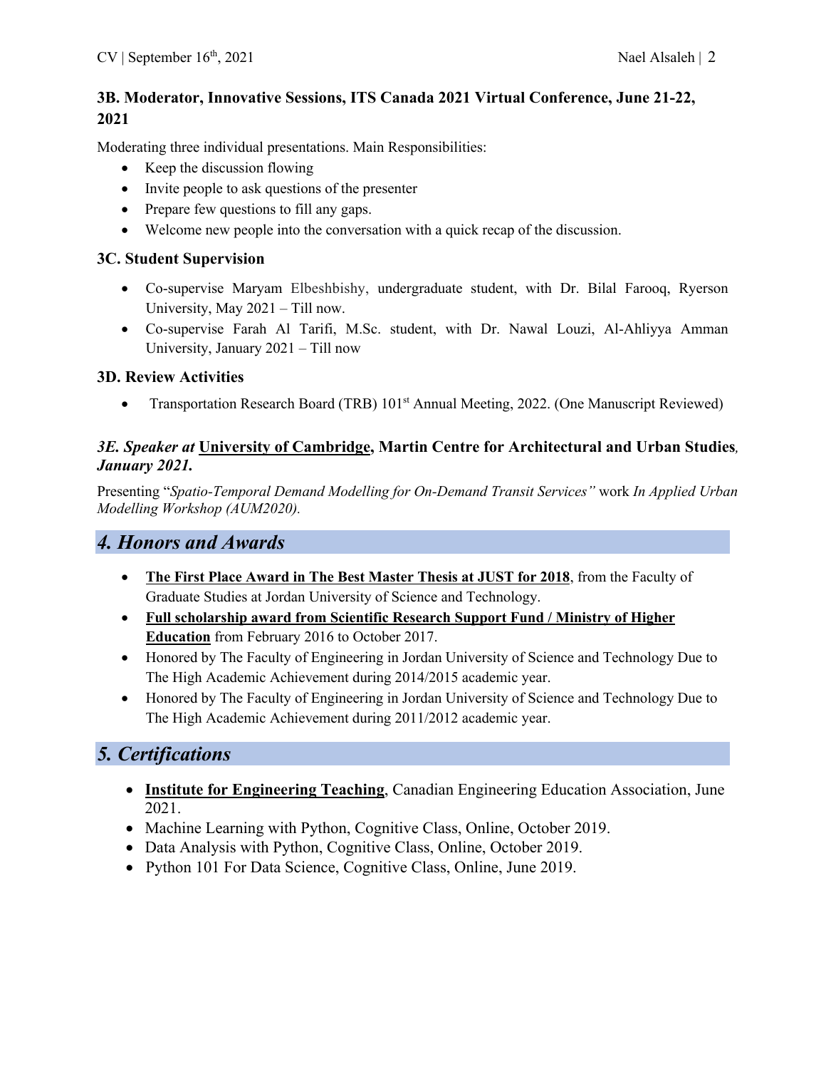### 3B. Moderator, Innovative Sessions, ITS Canada 2021 Virtual Conference, June 21-22, 2021

Moderating three individual presentations. Main Responsibilities:

- Keep the discussion flowing
- Invite people to ask questions of the presenter
- Prepare few questions to fill any gaps.
- Welcome new people into the conversation with a quick recap of the discussion.

### 3C. Student Supervision

- Co-supervise Maryam Elbeshbishy, undergraduate student, with Dr. Bilal Farooq, Ryerson University, May 2021 – Till now.
- Co-supervise Farah Al Tarifi, M.Sc. student, with Dr. Nawal Louzi, Al-Ahliyya Amman University, January 2021 – Till now

### 3D. Review Activities

- Transportation Research Board (TRB) 101st Annual Meeting, 2022. (One Manuscript Reviewed)

### *3E. Speaker at* <u>University of Cambridge</u>, Martin Centre for Architectural and Urban Studies*, January 2021.*

Presenting "*Spatio-Temporal Demand Modelling for On-Demand Transit Services"* work *In Applied Urban Modelling Workshop (AUM2020).*

## *4. Honors and Awards*

- **<u>The First Place Award in The Best Master Thesis at JUST for 2018</u>**, from the Faculty of Graduate Studies at Jordan University of Science and Technology.
- **<u>Full scholarship award from Scientific Research Support Fund / Ministry of Higher Education</u>** from February 2016 to October 2017.
- Honored by The Faculty of Engineering in Jordan University of Science and Technology Due to The High Academic Achievement during 2014/2015 academic year.
- Honored by The Faculty of Engineering in Jordan University of Science and Technology Due to The High Academic Achievement during 2011/2012 academic year.

## *5. Certifications*

- **<u>Institute for Engineering Teaching</u>**, Canadian Engineering Education Association, June 2021.
- Machine Learning with Python, Cognitive Class, Online, October 2019.
- Data Analysis with Python, Cognitive Class, Online, October 2019.
- Python 101 For Data Science, Cognitive Class, Online, June 2019.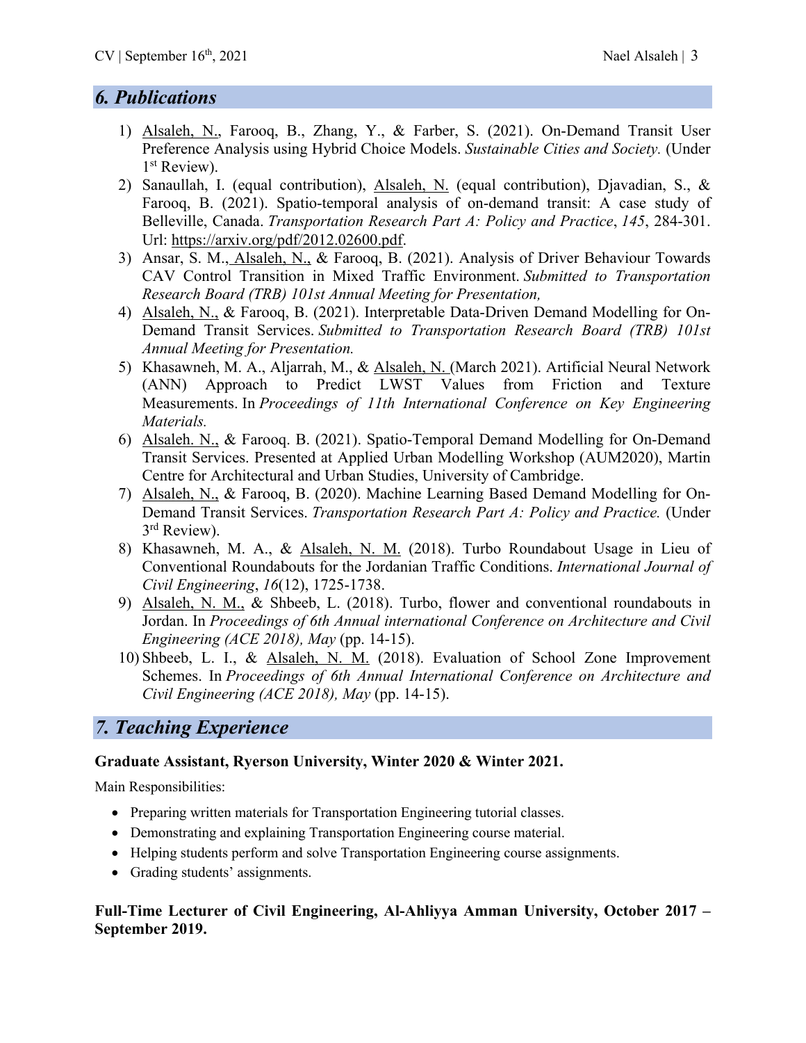## 6. Publications

1) Alsaleh, N., Farooq, B., Zhang, Y., & Farber, S. (2021). On-Demand Transit User Preference Analysis using Hybrid Choice Models. *Sustainable Cities and Society.* (Under 1st Review).
2) Sanaullah, I. (equal contribution), Alsaleh, N. (equal contribution), Djavadian, S., & Farooq, B. (2021). Spatio-temporal analysis of on-demand transit: A case study of Belleville, Canada. *Transportation Research Part A: Policy and Practice*, *145*, 284-301. Url: https://arxiv.org/pdf/2012.02600.pdf.
3) Ansar, S. M., Alsaleh, N., & Farooq, B. (2021). Analysis of Driver Behaviour Towards CAV Control Transition in Mixed Traffic Environment. *Submitted to Transportation Research Board (TRB) 101st Annual Meeting for Presentation,*
4) Alsaleh, N., & Farooq, B. (2021). Interpretable Data-Driven Demand Modelling for On-Demand Transit Services. *Submitted to Transportation Research Board (TRB) 101st Annual Meeting for Presentation.*
5) Khasawneh, M. A., Aljarrah, M., & Alsaleh, N. (March 2021). Artificial Neural Network (ANN) Approach to Predict LWST Values from Friction and Texture Measurements. In *Proceedings of 11th International Conference on Key Engineering Materials.*
6) Alsaleh. N., & Farooq. B. (2021). Spatio-Temporal Demand Modelling for On-Demand Transit Services. Presented at Applied Urban Modelling Workshop (AUM2020), Martin Centre for Architectural and Urban Studies, University of Cambridge.
7) Alsaleh, N., & Farooq, B. (2020). Machine Learning Based Demand Modelling for On-Demand Transit Services. *Transportation Research Part A: Policy and Practice.* (Under 3rd Review).
8) Khasawneh, M. A., & Alsaleh, N. M. (2018). Turbo Roundabout Usage in Lieu of Conventional Roundabouts for the Jordanian Traffic Conditions. *International Journal of Civil Engineering*, *16*(12), 1725-1738.
9) Alsaleh, N. M., & Shbeeb, L. (2018). Turbo, flower and conventional roundabouts in Jordan. In *Proceedings of 6th Annual international Conference on Architecture and Civil Engineering (ACE 2018), May* (pp. 14-15).
10) Shbeeb, L. I., & Alsaleh, N. M. (2018). Evaluation of School Zone Improvement Schemes. In *Proceedings of 6th Annual International Conference on Architecture and Civil Engineering (ACE 2018), May* (pp. 14-15).

## 7. Teaching Experience

**Graduate Assistant, Ryerson University, Winter 2020 & Winter 2021.**

Main Responsibilities:

- Preparing written materials for Transportation Engineering tutorial classes.
- Demonstrating and explaining Transportation Engineering course material.
- Helping students perform and solve Transportation Engineering course assignments.
- Grading students' assignments.

**Full-Time Lecturer of Civil Engineering, Al-Ahliyya Amman University, October 2017 – September 2019.**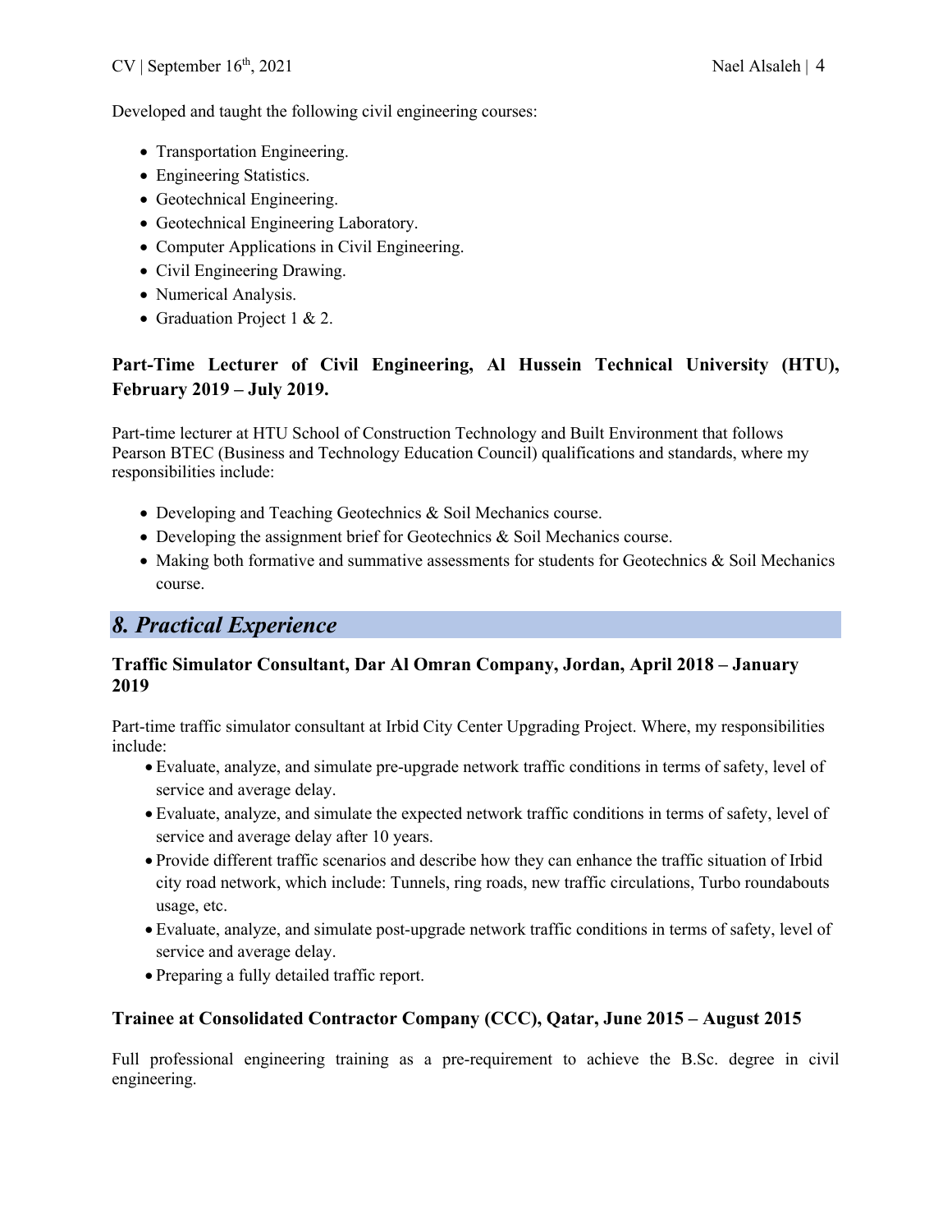Developed and taught the following civil engineering courses:

- Transportation Engineering.
- Engineering Statistics.
- Geotechnical Engineering.
- Geotechnical Engineering Laboratory.
- Computer Applications in Civil Engineering.
- Civil Engineering Drawing.
- Numerical Analysis.
- Graduation Project 1 & 2.

**Part-Time Lecturer of Civil Engineering, Al Hussein Technical University (HTU), February 2019 – July 2019.**

Part-time lecturer at HTU School of Construction Technology and Built Environment that follows Pearson BTEC (Business and Technology Education Council) qualifications and standards, where my responsibilities include:

- Developing and Teaching Geotechnics & Soil Mechanics course.
- Developing the assignment brief for Geotechnics & Soil Mechanics course.
- Making both formative and summative assessments for students for Geotechnics & Soil Mechanics course.

## *8. Practical Experience*

**Traffic Simulator Consultant, Dar Al Omran Company, Jordan, April 2018 – January 2019**

Part-time traffic simulator consultant at Irbid City Center Upgrading Project. Where, my responsibilities include:

- Evaluate, analyze, and simulate pre-upgrade network traffic conditions in terms of safety, level of service and average delay.
- Evaluate, analyze, and simulate the expected network traffic conditions in terms of safety, level of service and average delay after 10 years.
- Provide different traffic scenarios and describe how they can enhance the traffic situation of Irbid city road network, which include: Tunnels, ring roads, new traffic circulations, Turbo roundabouts usage, etc.
- Evaluate, analyze, and simulate post-upgrade network traffic conditions in terms of safety, level of service and average delay.
- Preparing a fully detailed traffic report.

**Trainee at Consolidated Contractor Company (CCC), Qatar, June 2015 – August 2015**

Full professional engineering training as a pre-requirement to achieve the B.Sc. degree in civil engineering.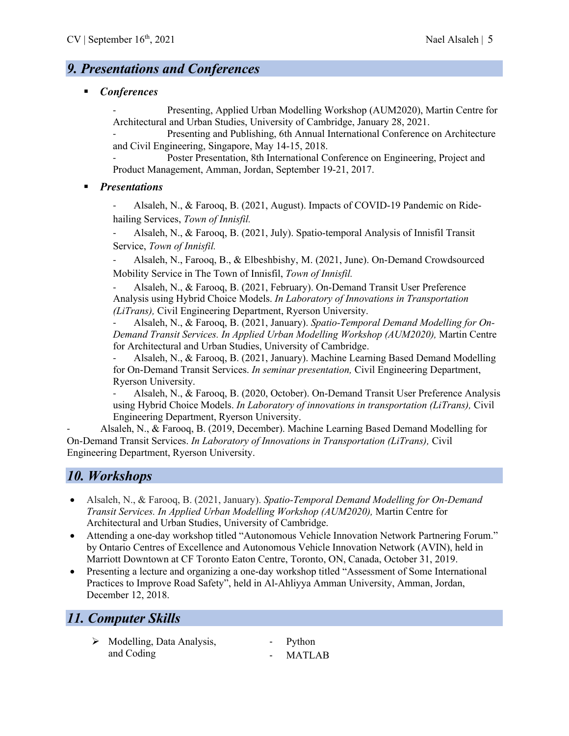## 9. Presentations and Conferences

- ***Conferences***
  - Presenting, Applied Urban Modelling Workshop (AUM2020), Martin Centre for Architectural and Urban Studies, University of Cambridge, January 28, 2021.
  - Presenting and Publishing, 6th Annual International Conference on Architecture and Civil Engineering, Singapore, May 14-15, 2018.
  - Poster Presentation, 8th International Conference on Engineering, Project and Product Management, Amman, Jordan, September 19-21, 2017.

- ***Presentations***
  - Alsaleh, N., & Farooq, B. (2021, August). Impacts of COVID-19 Pandemic on Ride-hailing Services, *Town of Innisfil.*
  - Alsaleh, N., & Farooq, B. (2021, July). Spatio-temporal Analysis of Innisfil Transit Service, *Town of Innisfil.*
  - Alsaleh, N., Farooq, B., & Elbeshbishy, M. (2021, June). On-Demand Crowdsourced Mobility Service in The Town of Innisfil, *Town of Innisfil.*
  - Alsaleh, N., & Farooq, B. (2021, February). On-Demand Transit User Preference Analysis using Hybrid Choice Models. *In Laboratory of Innovations in Transportation (LiTrans),* Civil Engineering Department, Ryerson University.
  - Alsaleh, N., & Farooq, B. (2021, January). *Spatio-Temporal Demand Modelling for On-Demand Transit Services. In Applied Urban Modelling Workshop (AUM2020),* Martin Centre for Architectural and Urban Studies, University of Cambridge.
  - Alsaleh, N., & Farooq, B. (2021, January). Machine Learning Based Demand Modelling for On-Demand Transit Services. *In seminar presentation,* Civil Engineering Department, Ryerson University.
  - Alsaleh, N., & Farooq, B. (2020, October). On-Demand Transit User Preference Analysis using Hybrid Choice Models. *In Laboratory of innovations in transportation (LiTrans),* Civil Engineering Department, Ryerson University.
  - Alsaleh, N., & Farooq, B. (2019, December). Machine Learning Based Demand Modelling for On-Demand Transit Services. *In Laboratory of Innovations in Transportation (LiTrans),* Civil Engineering Department, Ryerson University.

## 10. Workshops

- Alsaleh, N., & Farooq, B. (2021, January). *Spatio-Temporal Demand Modelling for On-Demand Transit Services. In Applied Urban Modelling Workshop (AUM2020),* Martin Centre for Architectural and Urban Studies, University of Cambridge.
- Attending a one-day workshop titled "Autonomous Vehicle Innovation Network Partnering Forum." by Ontario Centres of Excellence and Autonomous Vehicle Innovation Network (AVIN), held in Marriott Downtown at CF Toronto Eaton Centre, Toronto, ON, Canada, October 31, 2019.
- Presenting a lecture and organizing a one-day workshop titled "Assessment of Some International Practices to Improve Road Safety", held in Al-Ahliyya Amman University, Amman, Jordan, December 12, 2018.

## 11. Computer Skills

- Modelling, Data Analysis, and Coding
  - Python
  - MATLAB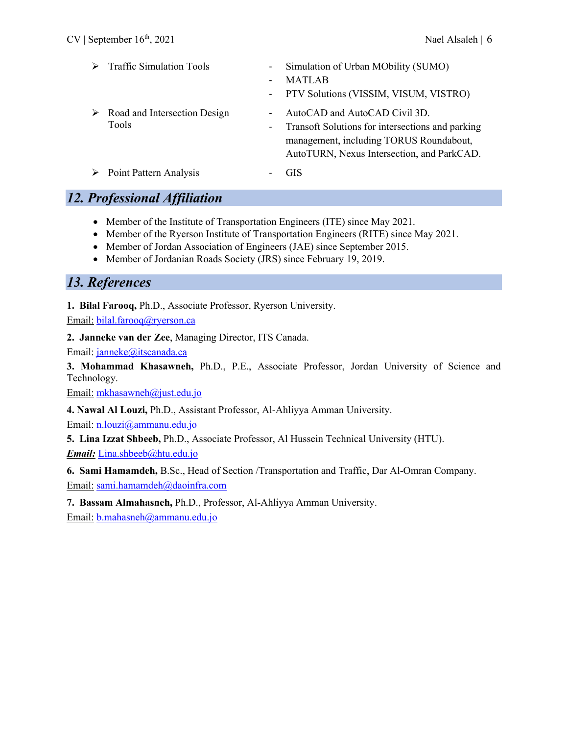- Traffic Simulation Tools
    - Simulation of Urban MObility (SUMO)
    - MATLAB
    - PTV Solutions (VISSIM, VISUM, VISTRO)
- Road and Intersection Design Tools
    - AutoCAD and AutoCAD Civil 3D.
    - Transoft Solutions for intersections and parking management, including TORUS Roundabout, AutoTURN, Nexus Intersection, and ParkCAD.
- Point Pattern Analysis
    - GIS

## *12. Professional Affiliation*

- Member of the Institute of Transportation Engineers (ITE) since May 2021.
- Member of the Ryerson Institute of Transportation Engineers (RITE) since May 2021.
- Member of Jordan Association of Engineers (JAE) since September 2015.
- Member of Jordanian Roads Society (JRS) since February 19, 2019.

## *13. References*

1. **Bilal Farooq,** Ph.D., Associate Professor, Ryerson University.
   Email: bilal.farooq@ryerson.ca
2. **Janneke van der Zee**, Managing Director, ITS Canada.
   Email: janneke@itscanada.ca
3. **Mohammad Khasawneh,** Ph.D., P.E., Associate Professor, Jordan University of Science and Technology.
   Email: mkhasawneh@just.edu.jo
4. **Nawal Al Louzi,** Ph.D., Assistant Professor, Al-Ahliyya Amman University.
   Email: n.louzi@ammanu.edu.jo
5. **Lina Izzat Shbeeb,** Ph.D., Associate Professor, Al Hussein Technical University (HTU).
   ***Email:*** Lina.shbeeb@htu.edu.jo
6. **Sami Hamamdeh,** B.Sc., Head of Section /Transportation and Traffic, Dar Al-Omran Company.
   Email: sami.hamamdeh@daoinfra.com
7. **Bassam Almahasneh,** Ph.D., Professor, Al-Ahliyya Amman University.
   Email: b.mahasneh@ammanu.edu.jo